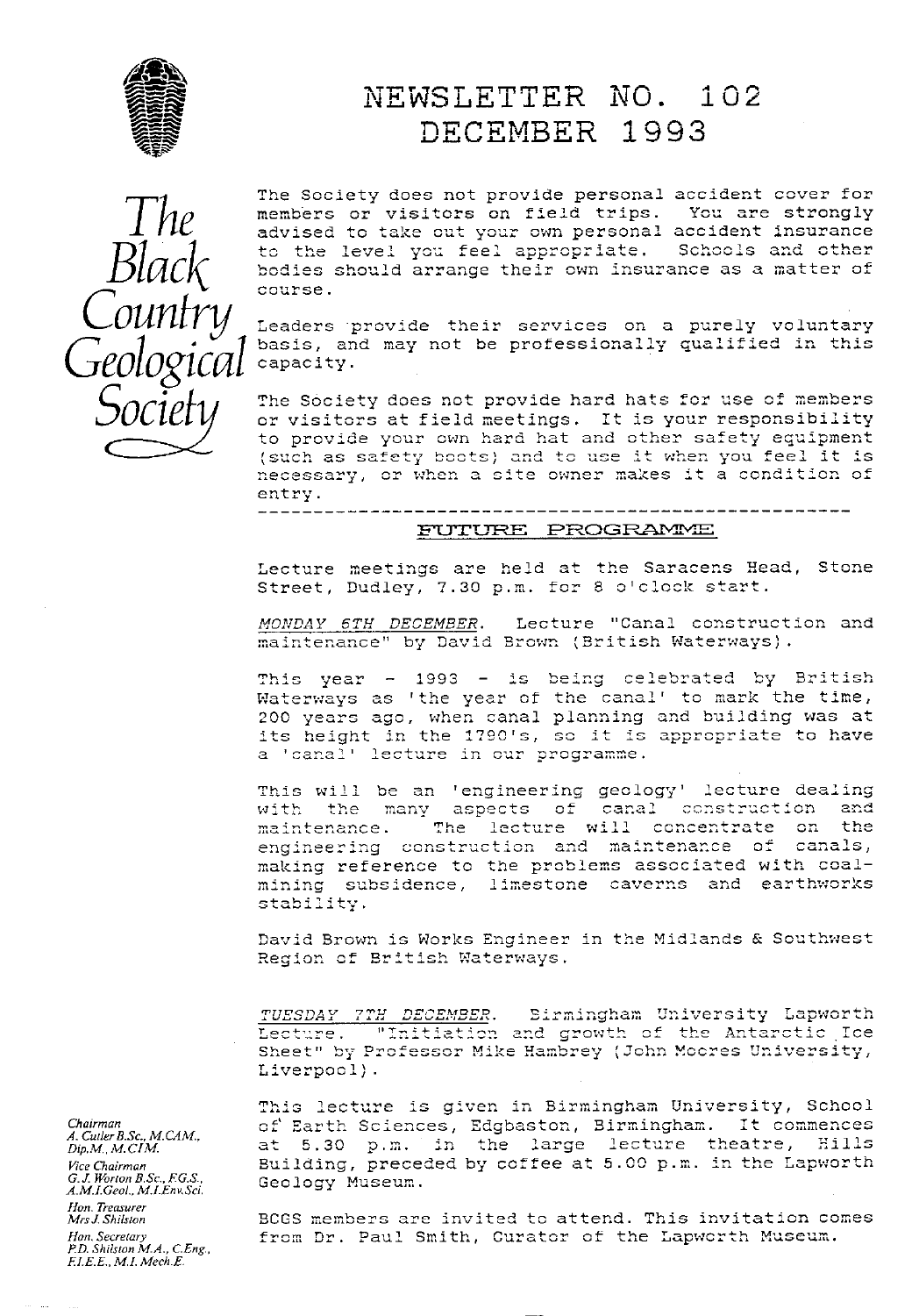# NEWSLETTER NO. 102
# DECEMBER 1993

*The Black Country Geological Society*

The Society does not provide personal accident cover for members or visitors on field trips. You are strongly advised to take out your own personal accident insurance to the level you feel appropriate. Schools and other bodies should arrange their own insurance as a matter of course.

Leaders provide their services on a purely voluntary basis, and may not be professionally qualified in this capacity.

The Society does not provide hard hats for use of members or visitors at field meetings. It is your responsibility to provide your own hard hat and other safety equipment (such as safety boots) and to use it when you feel it is necessary, or when a site owner makes it a condition of entry.

---

## FUTURE PROGRAMME

Lecture meetings are held at the Saracens Head, Stone Street, Dudley, 7.30 p.m. for 8 o'clock start.

*MONDAY 6TH DECEMBER*. Lecture "Canal construction and maintenance" by David Brown (British Waterways).

This year - 1993 - is being celebrated by British Waterways as 'the year of the canal' to mark the time, 200 years ago, when canal planning and building was at its height in the 1790's, so it is appropriate to have a 'canal' lecture in our programme.

This will be an 'engineering geology' lecture dealing with the many aspects of canal construction and maintenance. The lecture will concentrate on the engineering construction and maintenance of canals, making reference to the problems associated with coal-mining subsidence, limestone caverns and earthworks stability.

David Brown is Works Engineer in the Midlands & Southwest Region of British Waterways.

*TUESDAY 7TH DECEMBER*. Birmingham University Lapworth Lecture. "Initiation and growth of the Antarctic Ice Sheet" by Professor Mike Hambrey (John Moores University, Liverpool).

This lecture is given in Birmingham University, School of Earth Sciences, Edgbaston, Birmingham. It commences at 5.30 p.m. in the large lecture theatre, Hills Building, preceded by coffee at 5.00 p.m. in the Lapworth Geology Museum.

BCGS members are invited to attend. This invitation comes from Dr. Paul Smith, Curator of the Lapworth Museum.

*Chairman*
*A. Cutler B.Sc., M.CAM., Dip.M., M.CIM.*

*Vice Chairman*
*G.J. Worton B.Sc., F.G.S., A.M.I.Geol., M.I.Env.Sci.*

*Hon. Treasurer*
*Mrs J. Shilston*

*Hon. Secretary*
*P.D. Shilston M.A., C.Eng., F.I.E.E., M.I. Mech.E.*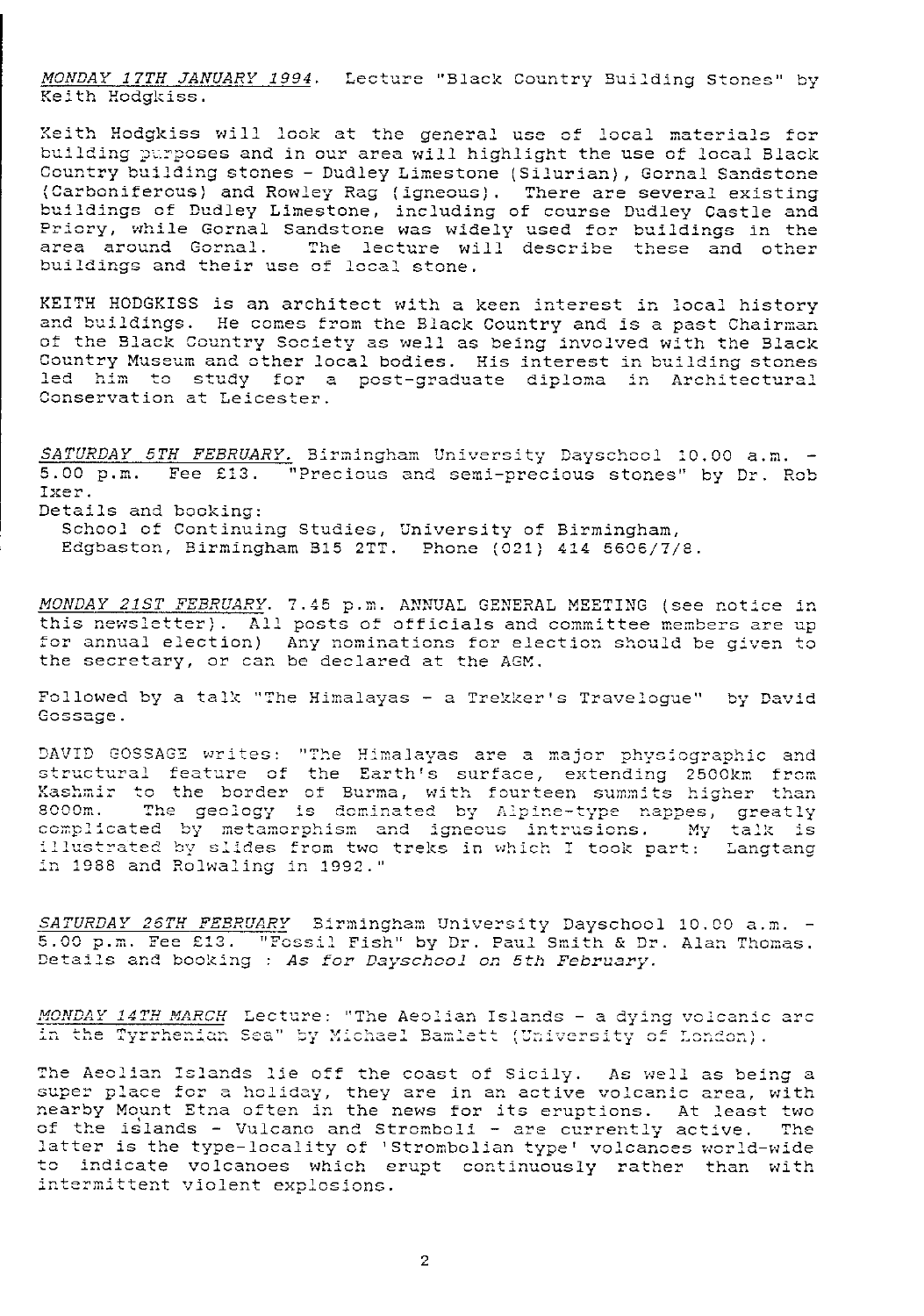*MONDAY 17TH JANUARY 1994*. Lecture "Black Country Building Stones" by Keith Hodgkiss.

Keith Hodgkiss will look at the general use of local materials for building purposes and in our area will highlight the use of local Black Country building stones - Dudley Limestone (Silurian), Gornal Sandstone (Carboniferous) and Rowley Rag (igneous). There are several existing buildings of Dudley Limestone, including of course Dudley Castle and Priory, while Gornal Sandstone was widely used for buildings in the area around Gornal. The lecture will describe these and other buildings and their use of local stone.

KEITH HODGKISS is an architect with a keen interest in local history and buildings. He comes from the Black Country and is a past Chairman of the Black Country Society as well as being involved with the Black Country Museum and other local bodies. His interest in building stones led him to study for a post-graduate diploma in Architectural Conservation at Leicester.

*SATURDAY 5TH FEBRUARY*. Birmingham University Dayschool 10.00 a.m. - 5.00 p.m. Fee £13. "Precious and semi-precious stones" by Dr. Rob Ixer.
Details and booking:
School of Continuing Studies, University of Birmingham,
Edgbaston, Birmingham B15 2TT. Phone (021) 414 5606/7/8.

*MONDAY 21ST FEBRUARY*. 7.45 p.m. ANNUAL GENERAL MEETING (see notice in this newsletter). All posts of officials and committee members are up for annual election) Any nominations for election should be given to the secretary, or can be declared at the AGM.

Followed by a talk "The Himalayas - a Trekker's Travelogue" by David Gossage.

DAVID GOSSAGE writes: "The Himalayas are a major physiographic and structural feature of the Earth's surface, extending 2500km from Kashmir to the border of Burma, with fourteen summits higher than 8000m. The geology is dominated by Alpine-type nappes, greatly complicated by metamorphism and igneous intrusions. My talk is illustrated by slides from two treks in which I took part: Langtang in 1988 and Rolwaling in 1992."

*SATURDAY 26TH FEBRUARY* Birmingham University Dayschool 10.00 a.m. - 5.00 p.m. Fee £13. "Fossil Fish" by Dr. Paul Smith & Dr. Alan Thomas. Details and booking : *As for Dayschool on 5th February.*

*MONDAY 14TH MARCH* Lecture: "The Aeolian Islands - a dying volcanic arc in the Tyrrhenian Sea" by Michael Bamlett (University of London).

The Aeolian Islands lie off the coast of Sicily. As well as being a super place for a holiday, they are in an active volcanic area, with nearby Mount Etna often in the news for its eruptions. At least two of the islands - Vulcano and Stromboli - are currently active. The latter is the type-locality of 'Strombolian type' volcanoes world-wide to indicate volcanoes which erupt continuously rather than with intermittent violent explosions.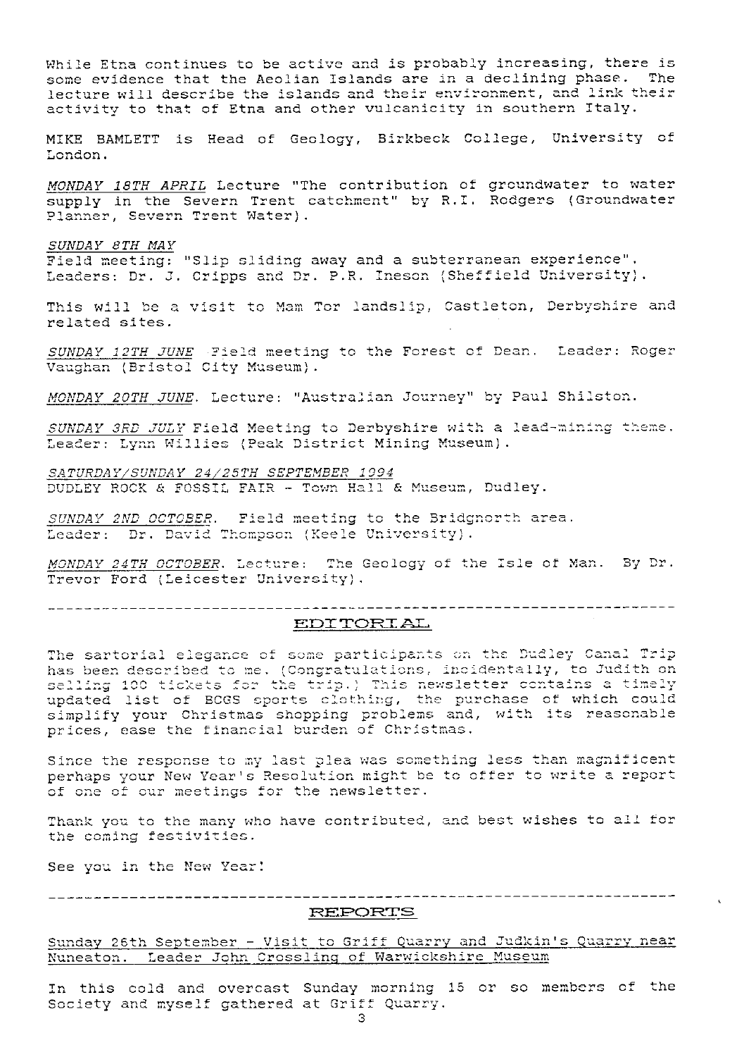While Etna continues to be active and is probably increasing, there is some evidence that the Aeolian Islands are in a declining phase. The lecture will describe the islands and their environment, and link their activity to that of Etna and other vulcanicity in southern Italy.

MIKE BAMLETT is Head of Geology, Birkbeck College, University of London.

*MONDAY 18TH APRIL* Lecture "The contribution of groundwater to water supply in the Severn Trent catchment" by R.I. Rodgers (Groundwater Planner, Severn Trent Water).

*SUNDAY 8TH MAY*
Field meeting: "Slip sliding away and a subterranean experience". Leaders: Dr. J. Cripps and Dr. P.R. Ineson (Sheffield University).

This will be a visit to Mam Tor landslip, Castleton, Derbyshire and related sites.

*SUNDAY 12TH JUNE* Field meeting to the Forest of Dean. Leader: Roger Vaughan (Bristol City Museum).

*MONDAY 20TH JUNE*. Lecture: "Australian Journey" by Paul Shilston.

*SUNDAY 3RD JULY* Field Meeting to Derbyshire with a lead-mining theme. Leader: Lynn Willies (Peak District Mining Museum).

*SATURDAY/SUNDAY 24/25TH SEPTEMBER 1994*
DUDLEY ROCK & FOSSIL FAIR - Town Hall & Museum, Dudley.

*SUNDAY 2ND OCTOBER*. Field meeting to the Bridgnorth area. Leader: Dr. David Thompson (Keele University).

*MONDAY 24TH OCTOBER*. Lecture: The Geology of the Isle of Man. By Dr. Trevor Ford (Leicester University).

---

## EDITORIAL

The sartorial elegance of some participants on the Dudley Canal Trip has been described to me. (Congratulations, incidentally, to Judith on selling 100 tickets for the trip.) This newsletter contains a timely updated list of BCGS sports clothing, the purchase of which could simplify your Christmas shopping problems and, with its reasonable prices, ease the financial burden of Christmas.

Since the response to my last plea was something less than magnificent perhaps your New Year's Resolution might be to offer to write a report of one of our meetings for the newsletter.

Thank you to the many who have contributed, and best wishes to all for the coming festivities.

See you in the New Year!

---

## REPORTS

Sunday 26th September - Visit to Griff Quarry and Judkin's Quarry near Nuneaton. Leader John Crossling of Warwickshire Museum

In this cold and overcast Sunday morning 15 or so members of the Society and myself gathered at Griff Quarry.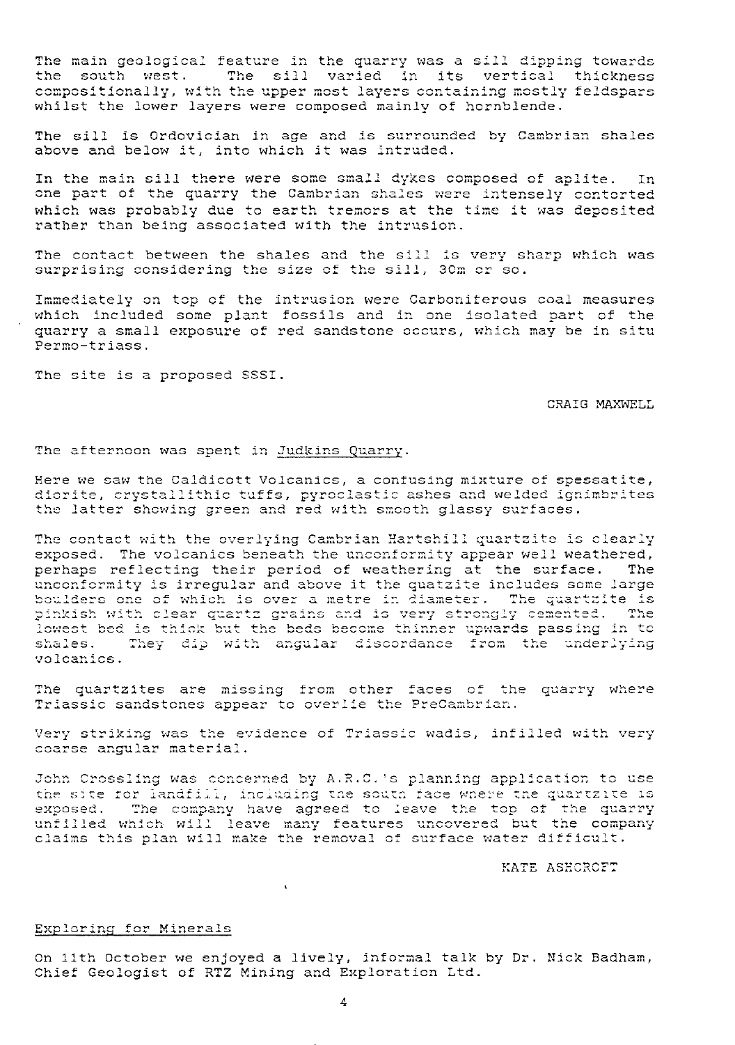The main geological feature in the quarry was a sill dipping towards the south west. The sill varied in its vertical thickness compositionally, with the upper most layers containing mostly feldspars whilst the lower layers were composed mainly of hornblende.

The sill is Ordovician in age and is surrounded by Cambrian shales above and below it, into which it was intruded.

In the main sill there were some small dykes composed of aplite. In one part of the quarry the Cambrian shales were intensely contorted which was probably due to earth tremors at the time it was deposited rather than being associated with the intrusion.

The contact between the shales and the sill is very sharp which was surprising considering the size of the sill, 30m or so.

Immediately on top of the intrusion were Carboniferous coal measures which included some plant fossils and in one isolated part of the quarry a small exposure of red sandstone occurs, which may be in situ Permo-triass.

The site is a proposed SSSI.

CRAIG MAXWELL

The afternoon was spent in Judkins Quarry.

Here we saw the Caldicott Volcanics, a confusing mixture of spessatite, diorite, crystallithic tuffs, pyroclastic ashes and welded ignimbrites the latter showing green and red with smooth glassy surfaces.

The contact with the overlying Cambrian Hartshill quartzite is clearly exposed. The volcanics beneath the unconformity appear well weathered, perhaps reflecting their period of weathering at the surface. The unconformity is irregular and above it the quatzite includes some large boulders one of which is over a metre in diameter. The quartzite is pinkish with clear quartz grains and is very strongly cemented. The lowest bed is thick but the beds become thinner upwards passing in to shales. They dip with angular discordance from the underlying volcanics.

The quartzites are missing from other faces of the quarry where Triassic sandstones appear to overlie the PreCambrian.

Very striking was the evidence of Triassic wadis, infilled with very coarse angular material.

John Crossling was concerned by A.R.C.'s planning application to use the site for landfill, including the south face where the quartzite is exposed. The company have agreed to leave the top of the quarry unfilled which will leave many features uncovered but the company claims this plan will make the removal of surface water difficult.

KATE ASHCROFT

## Exploring for Minerals

On 11th October we enjoyed a lively, informal talk by Dr. Nick Badham, Chief Geologist of RTZ Mining and Exploration Ltd.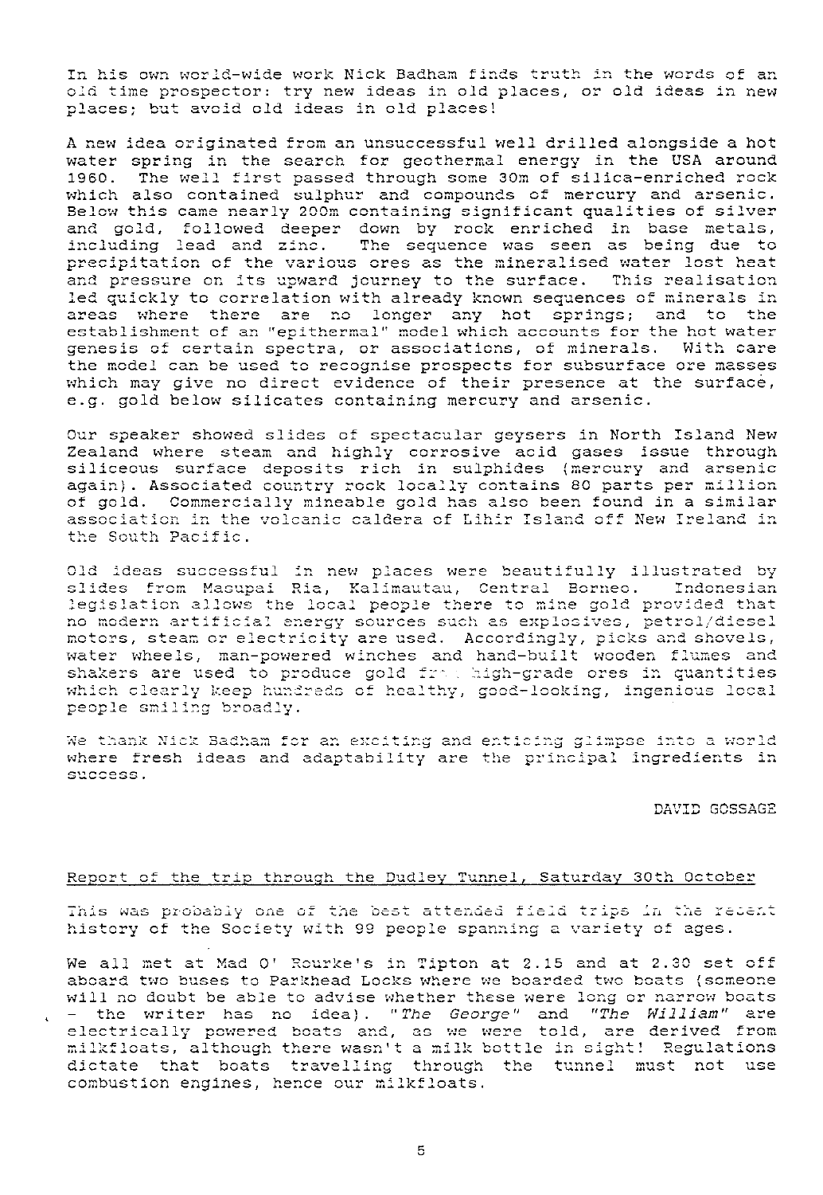In his own world-wide work Nick Badham finds truth in the words of an old time prospector: try new ideas in old places, or old ideas in new places; but avoid old ideas in old places!

A new idea originated from an unsuccessful well drilled alongside a hot water spring in the search for geothermal energy in the USA around 1960. The well first passed through some 30m of silica-enriched rock which also contained sulphur and compounds of mercury and arsenic. Below this came nearly 200m containing significant qualities of silver and gold, followed deeper down by rock enriched in base metals, including lead and zinc. The sequence was seen as being due to precipitation of the various ores as the mineralised water lost heat and pressure on its upward journey to the surface. This realisation led quickly to correlation with already known sequences of minerals in areas where there are no longer any hot springs; and to the establishment of an "epithermal" model which accounts for the hot water genesis of certain spectra, or associations, of minerals. With care the model can be used to recognise prospects for subsurface ore masses which may give no direct evidence of their presence at the surface, e.g. gold below silicates containing mercury and arsenic.

Our speaker showed slides of spectacular geysers in North Island New Zealand where steam and highly corrosive acid gases issue through siliceous surface deposits rich in sulphides (mercury and arsenic again). Associated country rock locally contains 80 parts per million of gold. Commercially mineable gold has also been found in a similar association in the volcanic caldera of Lihir Island off New Ireland in the South Pacific.

Old ideas successful in new places were beautifully illustrated by slides from Masupai Ria, Kalimautau, Central Borneo. Indonesian legislation allows the local people there to mine gold provided that no modern artificial energy sources such as explosives, petrol/diesel motors, steam or electricity are used. Accordingly, picks and shovels, water wheels, man-powered winches and hand-built wooden flumes and shakers are used to produce gold from high-grade ores in quantities which clearly keep hundreds of healthy, good-looking, ingenious local people smiling broadly.

We thank Nick Badham for an exciting and enticing glimpse into a world where fresh ideas and adaptability are the principal ingredients in success.

DAVID GOSSAGE

## Report of the trip through the Dudley Tunnel, Saturday 30th October

This was probably one of the best attended field trips in the recent history of the Society with 99 people spanning a variety of ages.

We all met at Mad O' Rourke's in Tipton at 2.15 and at 2.30 set off aboard two buses to Parkhead Locks where we boarded two boats (someone will no doubt be able to advise whether these were long or narrow boats - the writer has no idea). *"The George"* and *"The William"* are electrically powered boats and, as we were told, are derived from milkfloats, although there wasn't a milk bottle in sight! Regulations dictate that boats travelling through the tunnel must not use combustion engines, hence our milkfloats.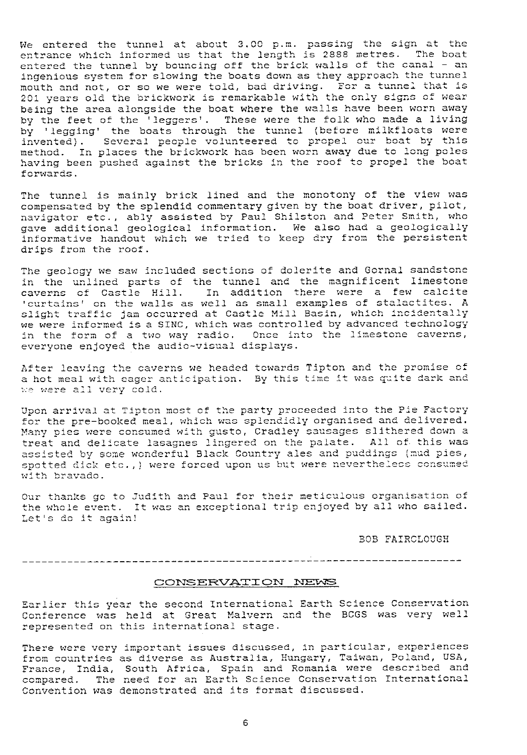We entered the tunnel at about 3.00 p.m. passing the sign at the entrance which informed us that the length is 2888 metres. The boat entered the tunnel by bouncing off the brick walls of the canal - an ingenious system for slowing the boats down as they approach the tunnel mouth and not, or so we were told, bad driving. For a tunnel that is 201 years old the brickwork is remarkable with the only signs of wear being the area alongside the boat where the walls have been worn away by the feet of the 'leggers'. These were the folk who made a living by 'legging' the boats through the tunnel (before milkfloats were invented). Several people volunteered to propel our boat by this method. In places the brickwork has been worn away due to long poles having been pushed against the bricks in the roof to propel the boat forwards.

The tunnel is mainly brick lined and the monotony of the view was compensated by the splendid commentary given by the boat driver, pilot, navigator etc., ably assisted by Paul Shilston and Peter Smith, who gave additional geological information. We also had a geologically informative handout which we tried to keep dry from the persistent drips from the roof.

The geology we saw included sections of dolerite and Gornal sandstone in the unlined parts of the tunnel and the magnificent limestone caverns of Castle Hill. In addition there were a few calcite 'curtains' on the walls as well as small examples of stalactites. A slight traffic jam occurred at Castle Mill Basin, which incidentally we were informed is a SINC, which was controlled by advanced technology in the form of a two way radio. Once into the limestone caverns, everyone enjoyed the audio-visual displays.

After leaving the caverns we headed towards Tipton and the promise of a hot meal with eager anticipation. By this time it was quite dark and we were all very cold.

Upon arrival at Tipton most of the party proceeded into the Pie Factory for the pre-booked meal, which was splendidly organised and delivered. Many pies were consumed with gusto, Cradley sausages slithered down a treat and delicate lasagnes lingered on the palate. All of this was assisted by some wonderful Black Country ales and puddings (mud pies, spotted dick etc.,) were forced upon us but were nevertheless consumed with bravado.

Our thanks go to Judith and Paul for their meticulous organisation of the whole event. It was an exceptional trip enjoyed by all who sailed. Let's do it again!

BOB FAIRCLOUGH

---

## CONSERVATION NEWS

Earlier this year the second International Earth Science Conservation Conference was held at Great Malvern and the BCGS was very well represented on this international stage.

There were very important issues discussed, in particular, experiences from countries as diverse as Australia, Hungary, Taiwan, Poland, USA, France, India, South Africa, Spain and Romania were described and compared. The need for an Earth Science Conservation International Convention was demonstrated and its format discussed.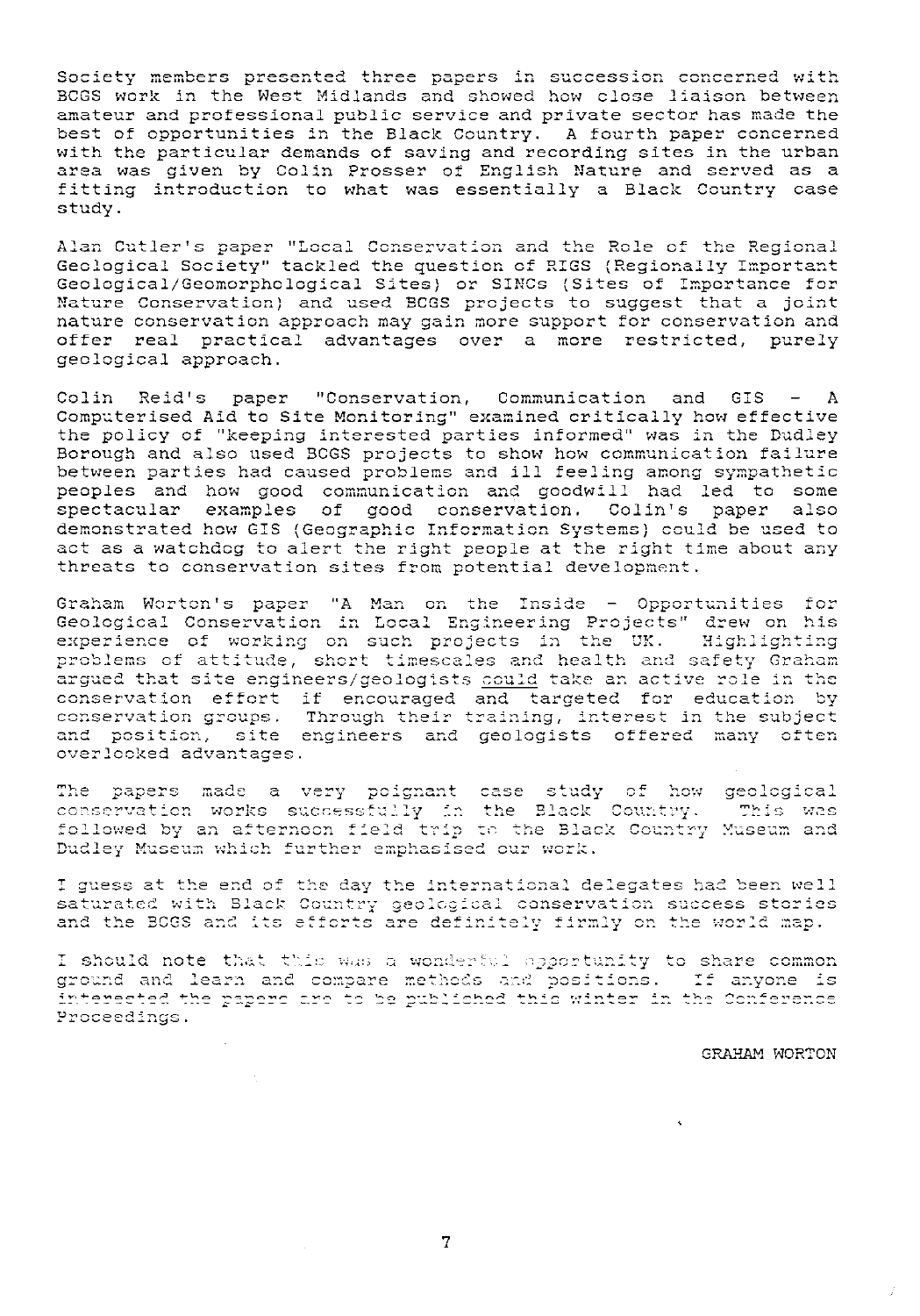Society members presented three papers in succession concerned with BCGS work in the West Midlands and showed how close liaison between amateur and professional public service and private sector has made the best of opportunities in the Black Country. A fourth paper concerned with the particular demands of saving and recording sites in the urban area was given by Colin Prosser of English Nature and served as a fitting introduction to what was essentially a Black Country case study.

Alan Cutler's paper "Local Conservation and the Role of the Regional Geological Society" tackled the question of RIGS (Regionally Important Geological/Geomorphological Sites) or SINCs (Sites of Importance for Nature Conservation) and used BCGS projects to suggest that a joint nature conservation approach may gain more support for conservation and offer real practical advantages over a more restricted, purely geological approach.

Colin Reid's paper "Conservation, Communication and GIS - A Computerised Aid to Site Monitoring" examined critically how effective the policy of "keeping interested parties informed" was in the Dudley Borough and also used BCGS projects to show how communication failure between parties had caused problems and ill feeling among sympathetic peoples and how good communication and goodwill had led to some spectacular examples of good conservation. Colin's paper also demonstrated how GIS (Geographic Information Systems) could be used to act as a watchdog to alert the right people at the right time about any threats to conservation sites from potential development.

Graham Worton's paper "A Man on the Inside - Opportunities for Geological Conservation in Local Engineering Projects" drew on his experience of working on such projects in the UK. Highlighting problems of attitude, short timescales and health and safety Graham argued that site engineers/geologists could take an active role in the conservation effort if encouraged and targeted for education by conservation groups. Through their training, interest in the subject and position, site engineers and geologists offered many often overlooked advantages.

The papers made a very poignant case study of how geological conservation works successfully in the Black Country. This was followed by an afternoon field trip to the Black Country Museum and Dudley Museum which further emphasised our work.

I guess at the end of the day the international delegates had been well saturated with Black Country geological conservation success stories and the BCGS and its efforts are definitely firmly on the world map.

I should note that this was a wonderful opportunity to share common ground and learn and compare methods and positions. If anyone is interested the papers are to be published this winter in the Conference Proceedings.

GRAHAM WORTON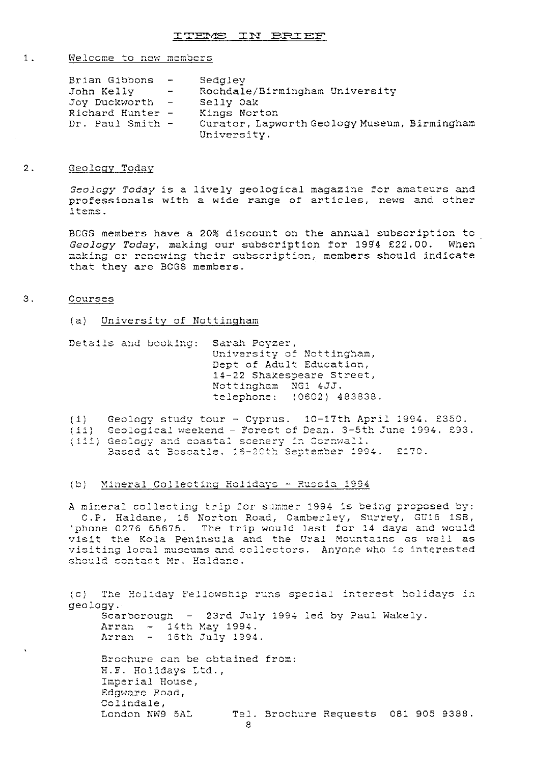# ITEMS IN BRIEF

1. Welcome to new members

| | | |
|---|---|---|
| Brian Gibbons | - | Sedgley |
| John Kelly | - | Rochdale/Birmingham University |
| Joy Duckworth | - | Selly Oak |
| Richard Hunter | - | Kings Norton |
| Dr. Paul Smith | - | Curator, Lapworth Geology Museum, Birmingham University. |

2. Geology Today

*Geology Today* is a lively geological magazine for amateurs and professionals with a wide range of articles, news and other items.

BCGS members have a 20% discount on the annual subscription to *Geology Today*, making our subscription for 1994 £22.00. When making or renewing their subscription, members should indicate that they are BCGS members.

3. Courses

(a) University of Nottingham

Details and booking: Sarah Poyzer,
University of Nottingham,
Dept of Adult Education,
14-22 Shakespeare Street,
Nottingham NG1 4JJ.
telephone: (0602) 483838.

(i) Geology study tour - Cyprus. 10-17th April 1994. £350.
(ii) Geological weekend - Forest of Dean. 3-5th June 1994. £93.
(iii) Geology and coastal scenery in Cornwall.
Based at Boscatle. 16-20th September 1994. £170.

(b) Mineral Collecting Holidays - Russia 1994

A mineral collecting trip for summer 1994 is being proposed by: C.P. Haldane, 15 Norton Road, Camberley, Surrey, GU15 1SB, 'phone 0276 65675. The trip would last for 14 days and would visit the Kola Peninsula and the Ural Mountains as well as visiting local museums and collectors. Anyone who is interested should contact Mr. Haldane.

(c) The Holiday Fellowship runs special interest holidays in geology.
Scarborough - 23rd July 1994 led by Paul Wakely.
Arran - 14th May 1994.
Arran - 16th July 1994.

Brochure can be obtained from:
H.F. Holidays Ltd.,
Imperial House,
Edgware Road,
Colindale,
London NW9 5AL Tel. Brochure Requests 081 905 9388.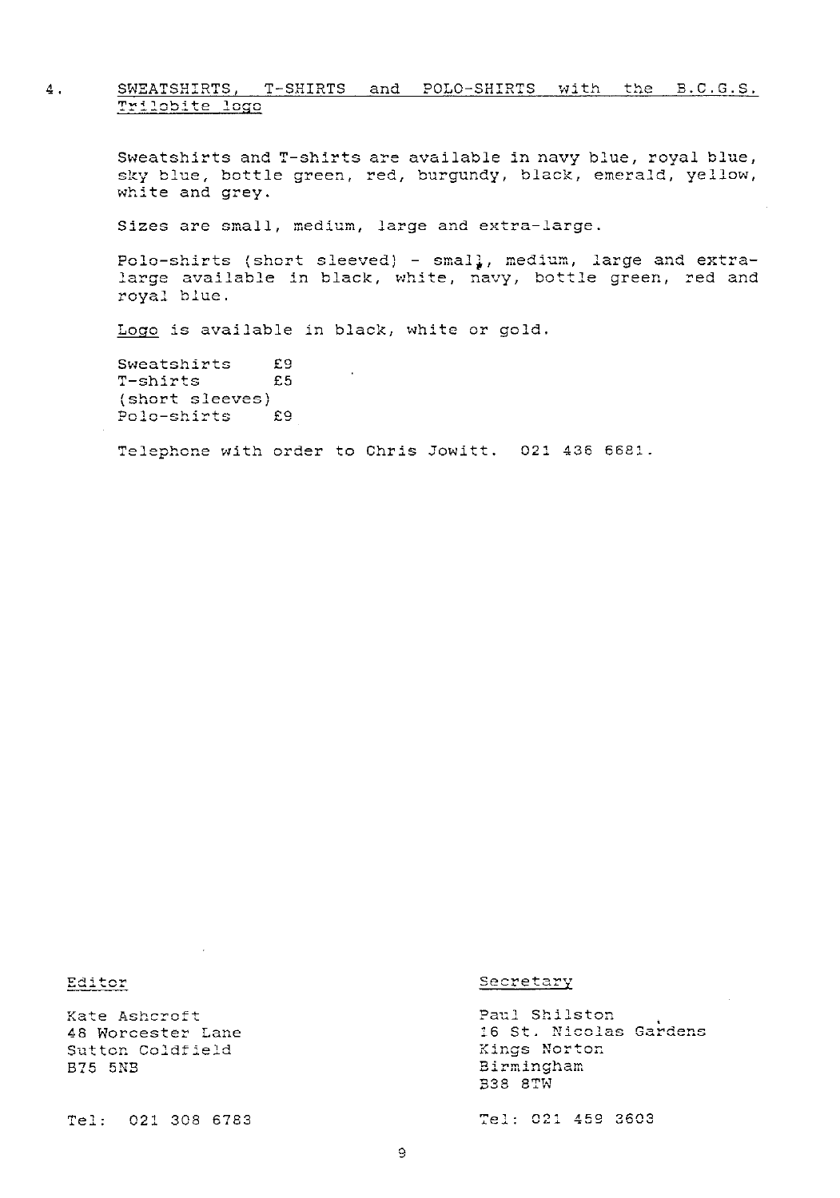## 4. SWEATSHIRTS, T-SHIRTS and POLO-SHIRTS with the B.C.G.S. Trilobite logo

Sweatshirts and T-shirts are available in navy blue, royal blue, sky blue, bottle green, red, burgundy, black, emerald, yellow, white and grey.

Sizes are small, medium, large and extra-large.

Polo-shirts (short sleeved) - small, medium, large and extra-large available in black, white, navy, bottle green, red and royal blue.

Logo is available in black, white or gold.

Sweatshirts £9
T-shirts £5
(short sleeves)
Polo-shirts £9

Telephone with order to Chris Jowitt. 021 436 6681.

**Editor**

Kate Ashcroft
48 Worcester Lane
Sutton Coldfield
B75 5NB

Tel: 021 308 6783

**Secretary**

Paul Shilston
16 St. Nicolas Gardens
Kings Norton
Birmingham
B38 8TW

Tel: 021 459 3603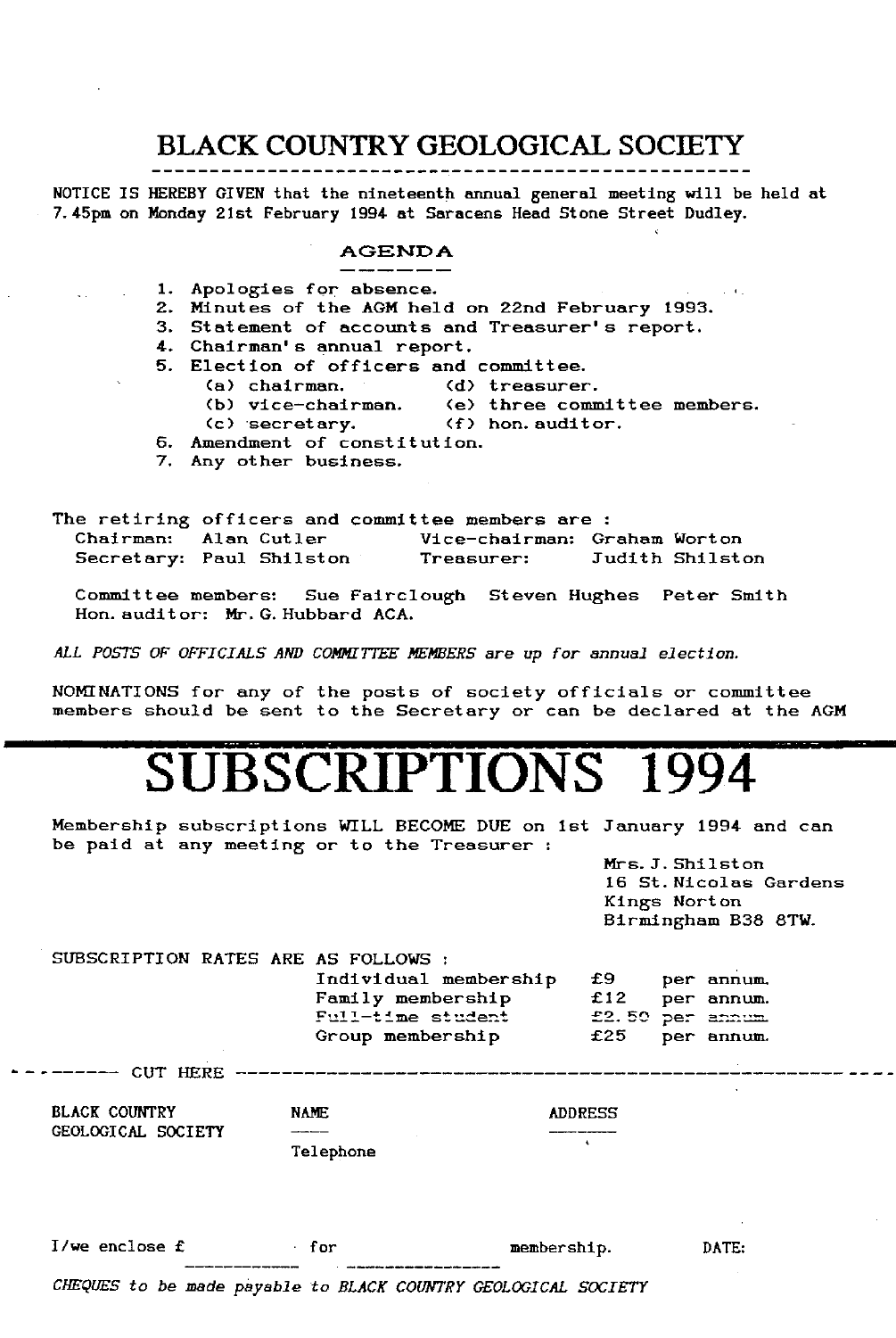# BLACK COUNTRY GEOLOGICAL SOCIETY

NOTICE IS HEREBY GIVEN that the nineteenth annual general meeting will be held at 7.45pm on Monday 21st February 1994 at Saracens Head Stone Street Dudley.

## AGENDA

1. Apologies for absence.
2. Minutes of the AGM held on 22nd February 1993.
3. Statement of accounts and Treasurer's report.
4. Chairman's annual report.
5. Election of officers and committee.
   - (a) chairman.
   - (b) vice-chairman.
   - (c) secretary.
   - (d) treasurer.
   - (e) three committee members.
   - (f) hon. auditor.
6. Amendment of constitution.
7. Any other business.

The retiring officers and committee members are :

Chairman: Alan Cutler    Vice-chairman: Graham Worton
Secretary: Paul Shilston    Treasurer: Judith Shilston

Committee members: Sue Fairclough  Steven Hughes  Peter Smith
Hon. auditor: Mr. G. Hubbard ACA.

*ALL POSTS OF OFFICIALS AND COMMITTEE MEMBERS are up for annual election.*

NOMINATIONS for any of the posts of society officials or committee members should be sent to the Secretary or can be declared at the AGM

# SUBSCRIPTIONS 1994

Membership subscriptions WILL BECOME DUE on 1st January 1994 and can be paid at any meeting or to the Treasurer :

Mrs. J. Shilston
16 St. Nicolas Gardens
Kings Norton
Birmingham B38 8TW.

SUBSCRIPTION RATES ARE AS FOLLOWS :

| | | |
|---|---|---|
| Individual membership | £9 | per annum. |
| Family membership | £12 | per annum. |
| Full-time student | £2.50 | per annum. |
| Group membership | £25 | per annum. |

---------- CUT HERE ----------

BLACK COUNTRY GEOLOGICAL SOCIETY

NAME

Telephone

ADDRESS

I/we enclose £ ________ for ________ membership.    DATE:

*CHEQUES to be made payable to BLACK COUNTRY GEOLOGICAL SOCIETY*